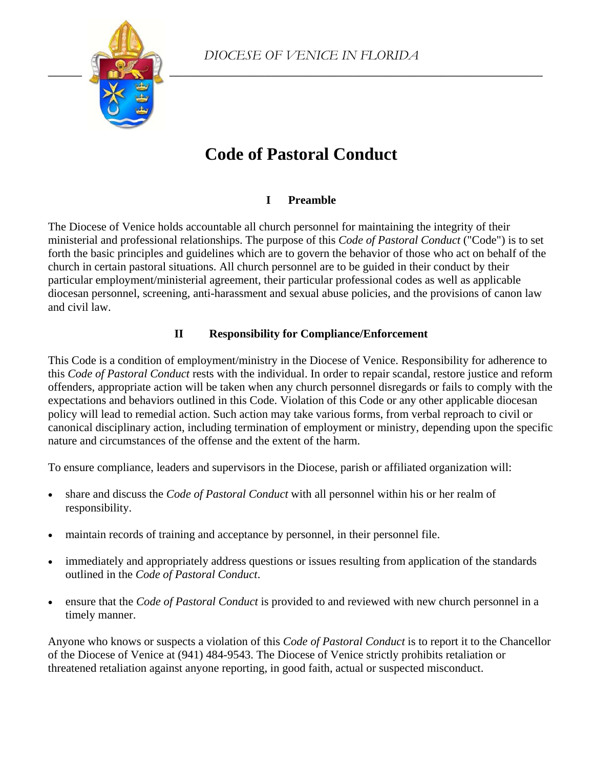DIOCESE OF VENICE IN FLORIDA

# Code of Pastoral Conduct

## I Preamble

The Diocese of Venice holds accountable all church personnel for maintaining the integrity of their ministerial and professional relationships. The purpose of this *Code of Pastoral Conduct* ("Code") is to set forth the basic principles and guidelines which are to govern the behavior of those who act on behalf of the church in certain pastoral situations. All church personnel are to be guided in their conduct by their particular employment/ministerial agreement, their particular professional codes as well as applicable diocesan personnel, screening, anti-harassment and sexual abuse policies, and the provisions of canon law and civil law.

## II Responsibility for Compliance/Enforcement

This Code is a condition of employment/ministry in the Diocese of Venice. Responsibility for adherence to this *Code of Pastoral Conduct* rests with the individual. In order to repair scandal, restore justice and reform offenders, appropriate action will be taken when any church personnel disregards or fails to comply with the expectations and behaviors outlined in this Code. Violation of this Code or any other applicable diocesan policy will lead to remedial action. Such action may take various forms, from verbal reproach to civil or canonical disciplinary action, including termination of employment or ministry, depending upon the specific nature and circumstances of the offense and the extent of the harm.

To ensure compliance, leaders and supervisors in the Diocese, parish or affiliated organization will:

- share and discuss the *Code of Pastoral Conduct* with all personnel within his or her realm of responsibility.
- maintain records of training and acceptance by personnel, in their personnel file.
- immediately and appropriately address questions or issues resulting from application of the standards outlined in the *Code of Pastoral Conduct*.
- ensure that the *Code of Pastoral Conduct* is provided to and reviewed with new church personnel in a timely manner.

Anyone who knows or suspects a violation of this *Code of Pastoral Conduct* is to report it to the Chancellor of the Diocese of Venice at (941) 484-9543. The Diocese of Venice strictly prohibits retaliation or threatened retaliation against anyone reporting, in good faith, actual or suspected misconduct.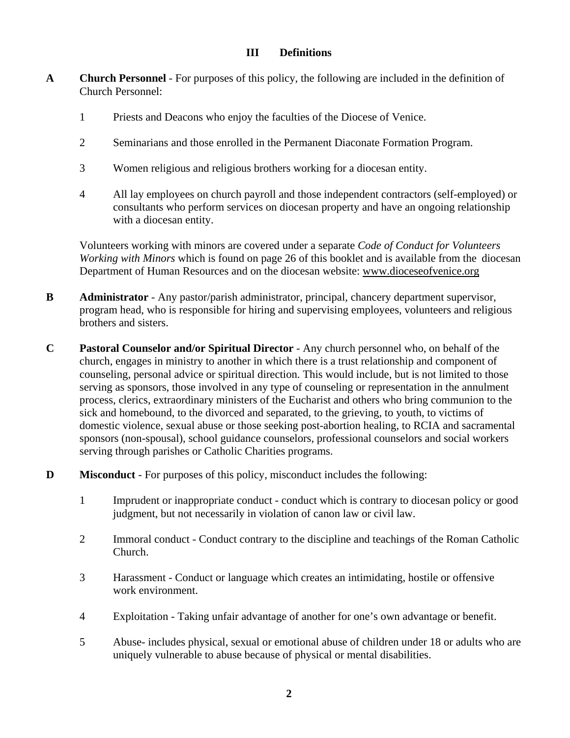## III Definitions

**A** **Church Personnel** - For purposes of this policy, the following are included in the definition of Church Personnel:

1. Priests and Deacons who enjoy the faculties of the Diocese of Venice.
2. Seminarians and those enrolled in the Permanent Diaconate Formation Program.
3. Women religious and religious brothers working for a diocesan entity.
4. All lay employees on church payroll and those independent contractors (self-employed) or consultants who perform services on diocesan property and have an ongoing relationship with a diocesan entity.

Volunteers working with minors are covered under a separate *Code of Conduct for Volunteers Working with Minors* which is found on page 26 of this booklet and is available from the diocesan Department of Human Resources and on the diocesan website: www.dioceseofvenice.org

**B** **Administrator** - Any pastor/parish administrator, principal, chancery department supervisor, program head, who is responsible for hiring and supervising employees, volunteers and religious brothers and sisters.

**C** **Pastoral Counselor and/or Spiritual Director** - Any church personnel who, on behalf of the church, engages in ministry to another in which there is a trust relationship and component of counseling, personal advice or spiritual direction. This would include, but is not limited to those serving as sponsors, those involved in any type of counseling or representation in the annulment process, clerics, extraordinary ministers of the Eucharist and others who bring communion to the sick and homebound, to the divorced and separated, to the grieving, to youth, to victims of domestic violence, sexual abuse or those seeking post-abortion healing, to RCIA and sacramental sponsors (non-spousal), school guidance counselors, professional counselors and social workers serving through parishes or Catholic Charities programs.

**D** **Misconduct** - For purposes of this policy, misconduct includes the following:

1. Imprudent or inappropriate conduct - conduct which is contrary to diocesan policy or good judgment, but not necessarily in violation of canon law or civil law.
2. Immoral conduct - Conduct contrary to the discipline and teachings of the Roman Catholic Church.
3. Harassment - Conduct or language which creates an intimidating, hostile or offensive work environment.
4. Exploitation - Taking unfair advantage of another for one's own advantage or benefit.
5. Abuse- includes physical, sexual or emotional abuse of children under 18 or adults who are uniquely vulnerable to abuse because of physical or mental disabilities.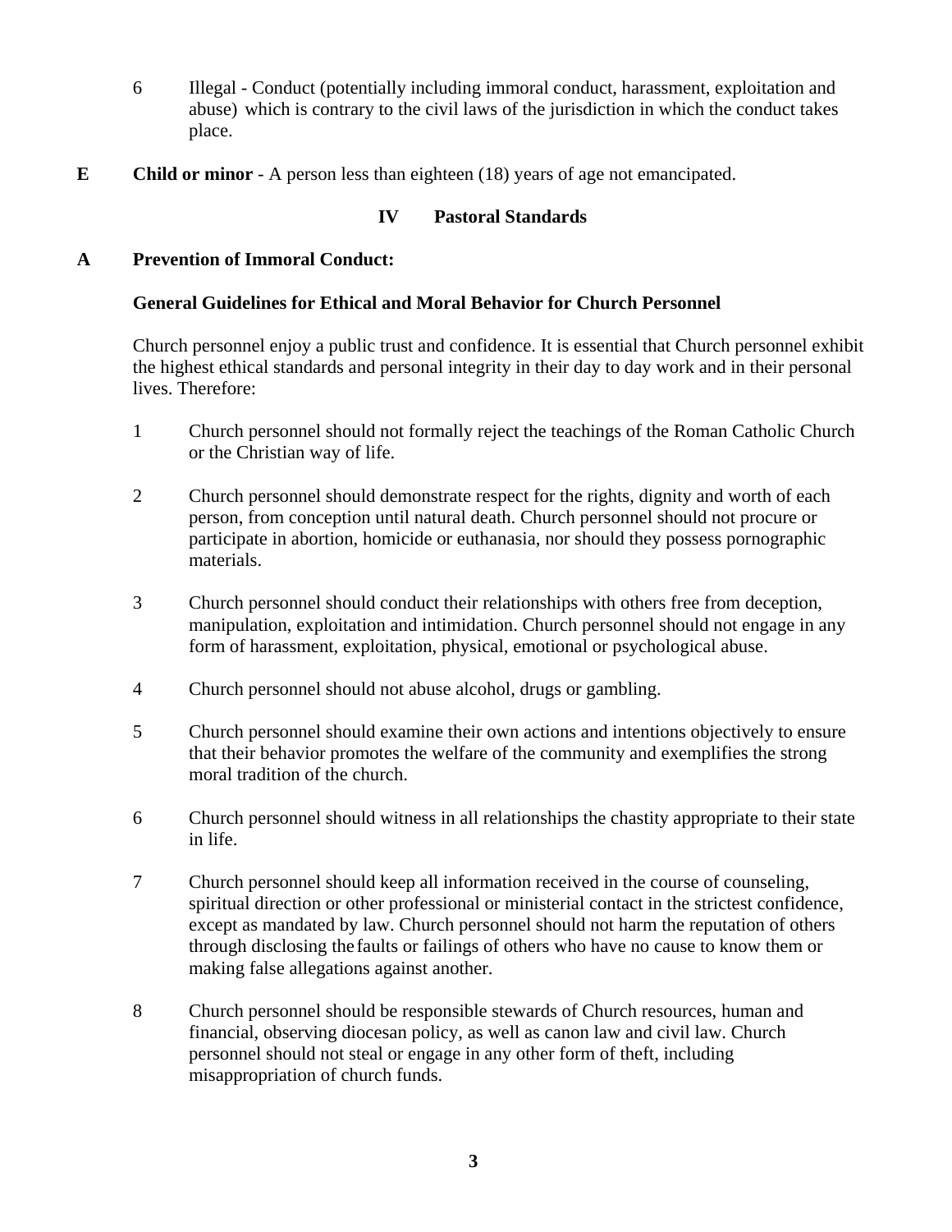6 Illegal - Conduct (potentially including immoral conduct, harassment, exploitation and abuse) which is contrary to the civil laws of the jurisdiction in which the conduct takes place.

**E** **Child or minor** - A person less than eighteen (18) years of age not emancipated.

## IV Pastoral Standards

### A Prevention of Immoral Conduct:

#### General Guidelines for Ethical and Moral Behavior for Church Personnel

Church personnel enjoy a public trust and confidence. It is essential that Church personnel exhibit the highest ethical standards and personal integrity in their day to day work and in their personal lives. Therefore:

1. Church personnel should not formally reject the teachings of the Roman Catholic Church or the Christian way of life.

2. Church personnel should demonstrate respect for the rights, dignity and worth of each person, from conception until natural death. Church personnel should not procure or participate in abortion, homicide or euthanasia, nor should they possess pornographic materials.

3. Church personnel should conduct their relationships with others free from deception, manipulation, exploitation and intimidation. Church personnel should not engage in any form of harassment, exploitation, physical, emotional or psychological abuse.

4. Church personnel should not abuse alcohol, drugs or gambling.

5. Church personnel should examine their own actions and intentions objectively to ensure that their behavior promotes the welfare of the community and exemplifies the strong moral tradition of the church.

6. Church personnel should witness in all relationships the chastity appropriate to their state in life.

7. Church personnel should keep all information received in the course of counseling, spiritual direction or other professional or ministerial contact in the strictest confidence, except as mandated by law. Church personnel should not harm the reputation of others through disclosing the faults or failings of others who have no cause to know them or making false allegations against another.

8. Church personnel should be responsible stewards of Church resources, human and financial, observing diocesan policy, as well as canon law and civil law. Church personnel should not steal or engage in any other form of theft, including misappropriation of church funds.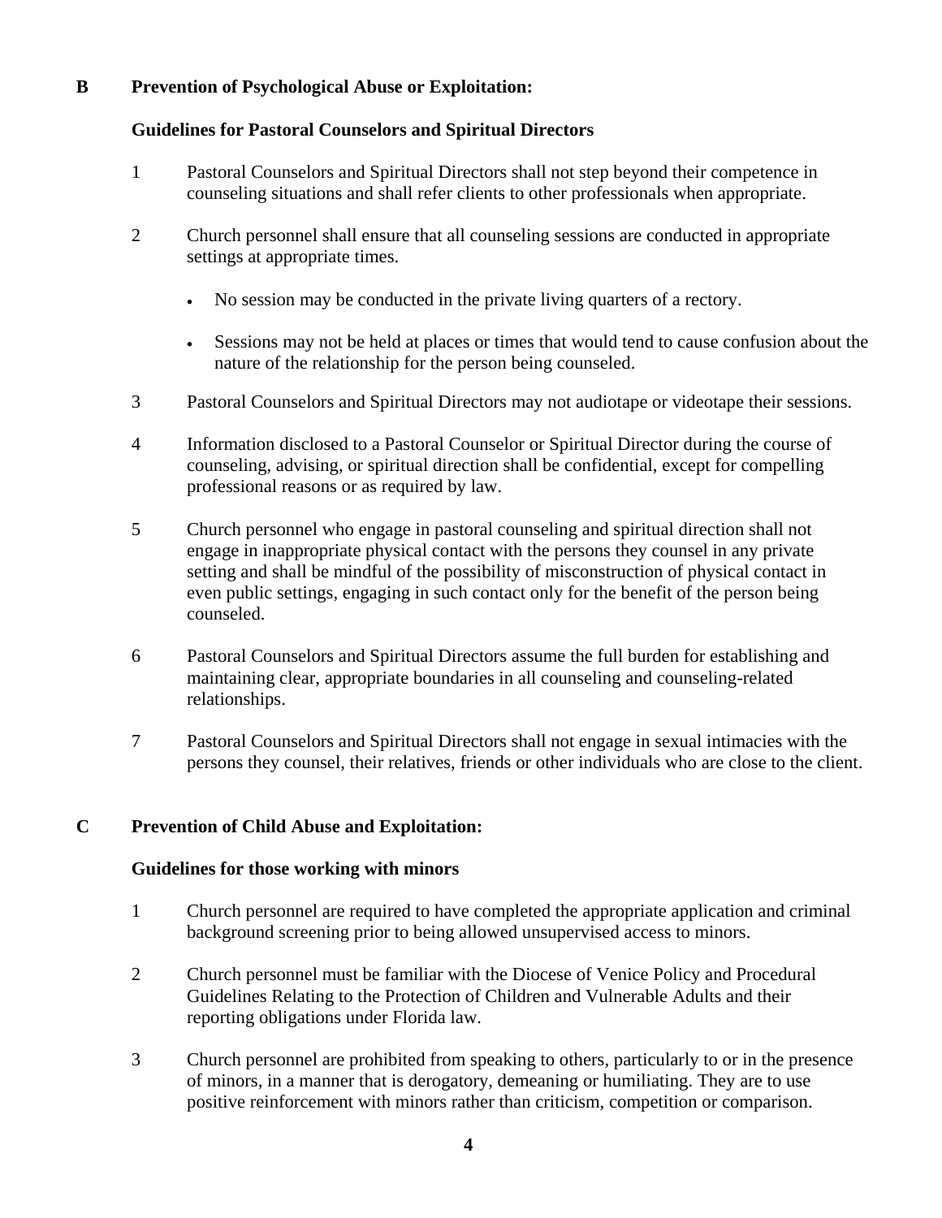## B Prevention of Psychological Abuse or Exploitation:

### Guidelines for Pastoral Counselors and Spiritual Directors

1. Pastoral Counselors and Spiritual Directors shall not step beyond their competence in counseling situations and shall refer clients to other professionals when appropriate.

2. Church personnel shall ensure that all counseling sessions are conducted in appropriate settings at appropriate times.

   - No session may be conducted in the private living quarters of a rectory.

   - Sessions may not be held at places or times that would tend to cause confusion about the nature of the relationship for the person being counseled.

3. Pastoral Counselors and Spiritual Directors may not audiotape or videotape their sessions.

4. Information disclosed to a Pastoral Counselor or Spiritual Director during the course of counseling, advising, or spiritual direction shall be confidential, except for compelling professional reasons or as required by law.

5. Church personnel who engage in pastoral counseling and spiritual direction shall not engage in inappropriate physical contact with the persons they counsel in any private setting and shall be mindful of the possibility of misconstruction of physical contact in even public settings, engaging in such contact only for the benefit of the person being counseled.

6. Pastoral Counselors and Spiritual Directors assume the full burden for establishing and maintaining clear, appropriate boundaries in all counseling and counseling-related relationships.

7. Pastoral Counselors and Spiritual Directors shall not engage in sexual intimacies with the persons they counsel, their relatives, friends or other individuals who are close to the client.

## C Prevention of Child Abuse and Exploitation:

### Guidelines for those working with minors

1. Church personnel are required to have completed the appropriate application and criminal background screening prior to being allowed unsupervised access to minors.

2. Church personnel must be familiar with the Diocese of Venice Policy and Procedural Guidelines Relating to the Protection of Children and Vulnerable Adults and their reporting obligations under Florida law.

3. Church personnel are prohibited from speaking to others, particularly to or in the presence of minors, in a manner that is derogatory, demeaning or humiliating. They are to use positive reinforcement with minors rather than criticism, competition or comparison.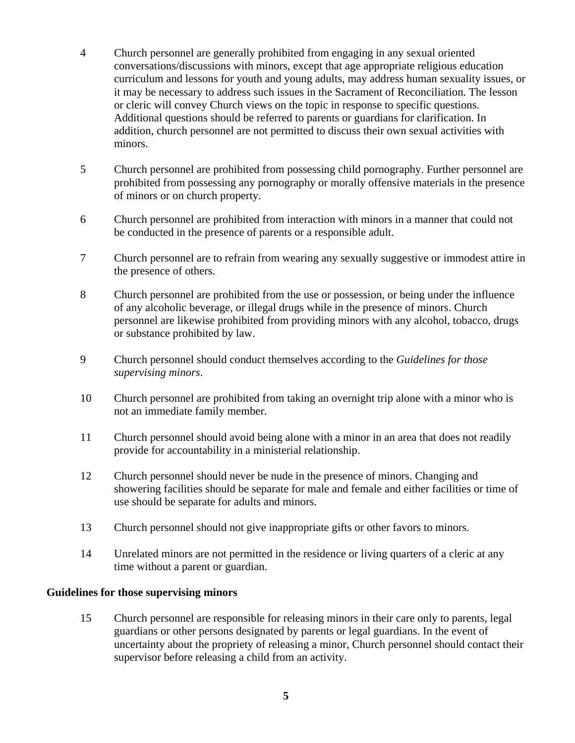4 Church personnel are generally prohibited from engaging in any sexual oriented conversations/discussions with minors, except that age appropriate religious education curriculum and lessons for youth and young adults, may address human sexuality issues, or it may be necessary to address such issues in the Sacrament of Reconciliation. The lesson or cleric will convey Church views on the topic in response to specific questions. Additional questions should be referred to parents or guardians for clarification. In addition, church personnel are not permitted to discuss their own sexual activities with minors.

5 Church personnel are prohibited from possessing child pornography. Further personnel are prohibited from possessing any pornography or morally offensive materials in the presence of minors or on church property.

6 Church personnel are prohibited from interaction with minors in a manner that could not be conducted in the presence of parents or a responsible adult.

7 Church personnel are to refrain from wearing any sexually suggestive or immodest attire in the presence of others.

8 Church personnel are prohibited from the use or possession, or being under the influence of any alcoholic beverage, or illegal drugs while in the presence of minors. Church personnel are likewise prohibited from providing minors with any alcohol, tobacco, drugs or substance prohibited by law.

9 Church personnel should conduct themselves according to the *Guidelines for those supervising minors*.

10 Church personnel are prohibited from taking an overnight trip alone with a minor who is not an immediate family member.

11 Church personnel should avoid being alone with a minor in an area that does not readily provide for accountability in a ministerial relationship.

12 Church personnel should never be nude in the presence of minors. Changing and showering facilities should be separate for male and female and either facilities or time of use should be separate for adults and minors.

13 Church personnel should not give inappropriate gifts or other favors to minors.

14 Unrelated minors are not permitted in the residence or living quarters of a cleric at any time without a parent or guardian.

**Guidelines for those supervising minors**

15 Church personnel are responsible for releasing minors in their care only to parents, legal guardians or other persons designated by parents or legal guardians. In the event of uncertainty about the propriety of releasing a minor, Church personnel should contact their supervisor before releasing a child from an activity.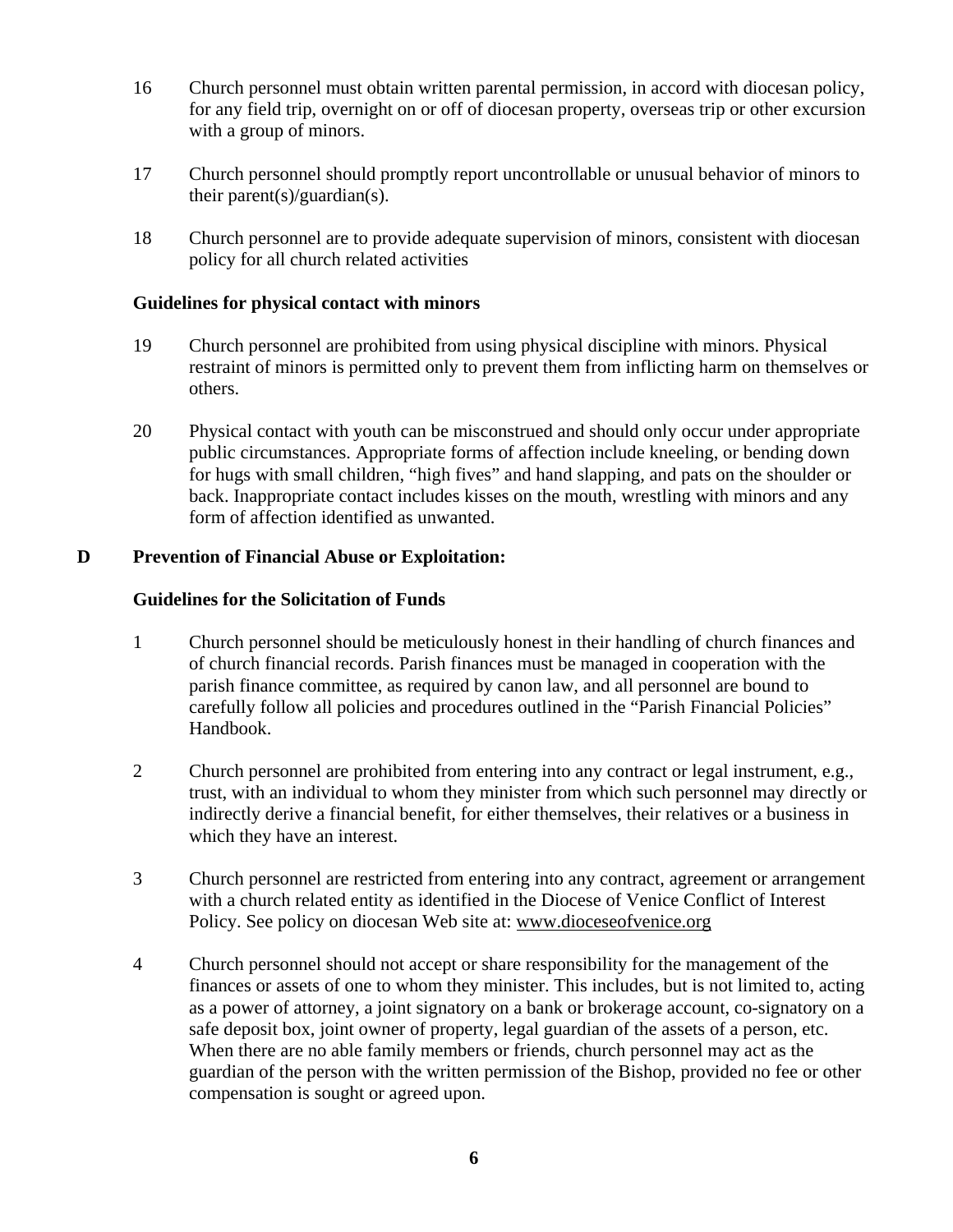16 Church personnel must obtain written parental permission, in accord with diocesan policy, for any field trip, overnight on or off of diocesan property, overseas trip or other excursion with a group of minors.

17 Church personnel should promptly report uncontrollable or unusual behavior of minors to their parent(s)/guardian(s).

18 Church personnel are to provide adequate supervision of minors, consistent with diocesan policy for all church related activities

**Guidelines for physical contact with minors**

19 Church personnel are prohibited from using physical discipline with minors. Physical restraint of minors is permitted only to prevent them from inflicting harm on themselves or others.

20 Physical contact with youth can be misconstrued and should only occur under appropriate public circumstances. Appropriate forms of affection include kneeling, or bending down for hugs with small children, "high fives" and hand slapping, and pats on the shoulder or back. Inappropriate contact includes kisses on the mouth, wrestling with minors and any form of affection identified as unwanted.

## D Prevention of Financial Abuse or Exploitation:

**Guidelines for the Solicitation of Funds**

1 Church personnel should be meticulously honest in their handling of church finances and of church financial records. Parish finances must be managed in cooperation with the parish finance committee, as required by canon law, and all personnel are bound to carefully follow all policies and procedures outlined in the "Parish Financial Policies" Handbook.

2 Church personnel are prohibited from entering into any contract or legal instrument, e.g., trust, with an individual to whom they minister from which such personnel may directly or indirectly derive a financial benefit, for either themselves, their relatives or a business in which they have an interest.

3 Church personnel are restricted from entering into any contract, agreement or arrangement with a church related entity as identified in the Diocese of Venice Conflict of Interest Policy. See policy on diocesan Web site at: www.dioceseofvenice.org

4 Church personnel should not accept or share responsibility for the management of the finances or assets of one to whom they minister. This includes, but is not limited to, acting as a power of attorney, a joint signatory on a bank or brokerage account, co-signatory on a safe deposit box, joint owner of property, legal guardian of the assets of a person, etc. When there are no able family members or friends, church personnel may act as the guardian of the person with the written permission of the Bishop, provided no fee or other compensation is sought or agreed upon.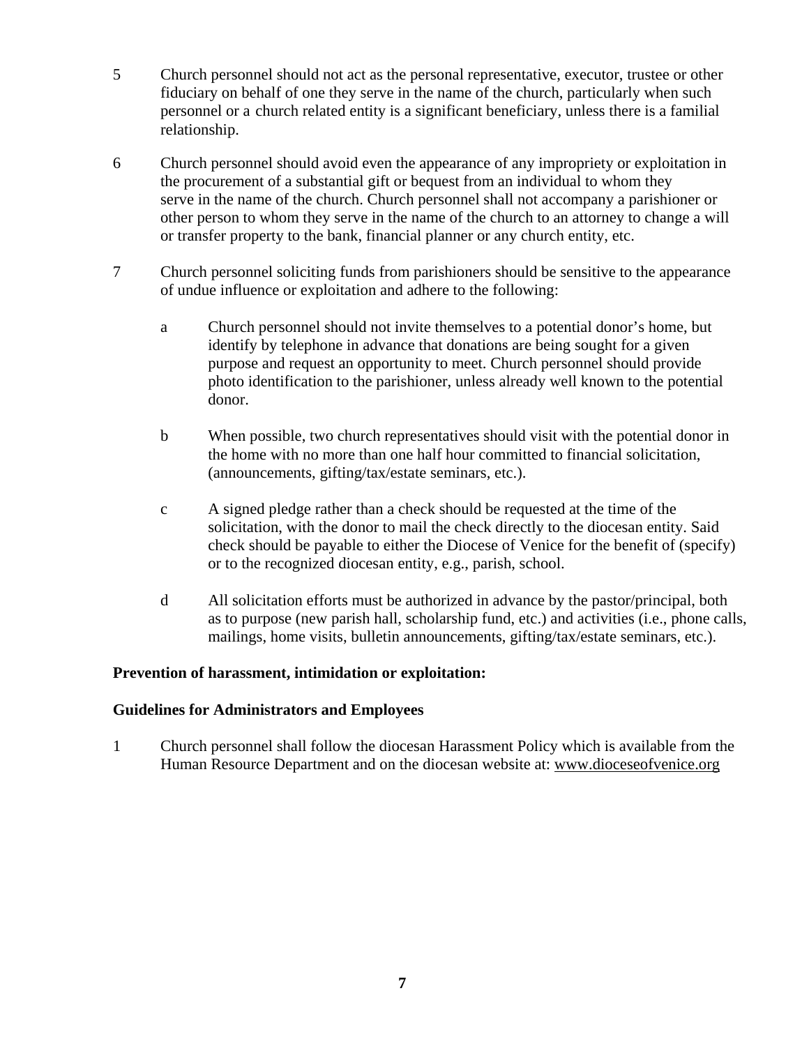5. Church personnel should not act as the personal representative, executor, trustee or other fiduciary on behalf of one they serve in the name of the church, particularly when such personnel or a church related entity is a significant beneficiary, unless there is a familial relationship.

6. Church personnel should avoid even the appearance of any impropriety or exploitation in the procurement of a substantial gift or bequest from an individual to whom they serve in the name of the church. Church personnel shall not accompany a parishioner or other person to whom they serve in the name of the church to an attorney to change a will or transfer property to the bank, financial planner or any church entity, etc.

7. Church personnel soliciting funds from parishioners should be sensitive to the appearance of undue influence or exploitation and adhere to the following:

   a. Church personnel should not invite themselves to a potential donor's home, but identify by telephone in advance that donations are being sought for a given purpose and request an opportunity to meet. Church personnel should provide photo identification to the parishioner, unless already well known to the potential donor.

   b. When possible, two church representatives should visit with the potential donor in the home with no more than one half hour committed to financial solicitation, (announcements, gifting/tax/estate seminars, etc.).

   c. A signed pledge rather than a check should be requested at the time of the solicitation, with the donor to mail the check directly to the diocesan entity. Said check should be payable to either the Diocese of Venice for the benefit of (specify) or to the recognized diocesan entity, e.g., parish, school.

   d. All solicitation efforts must be authorized in advance by the pastor/principal, both as to purpose (new parish hall, scholarship fund, etc.) and activities (i.e., phone calls, mailings, home visits, bulletin announcements, gifting/tax/estate seminars, etc.).

**Prevention of harassment, intimidation or exploitation:**

**Guidelines for Administrators and Employees**

1. Church personnel shall follow the diocesan Harassment Policy which is available from the Human Resource Department and on the diocesan website at: www.dioceseofvenice.org